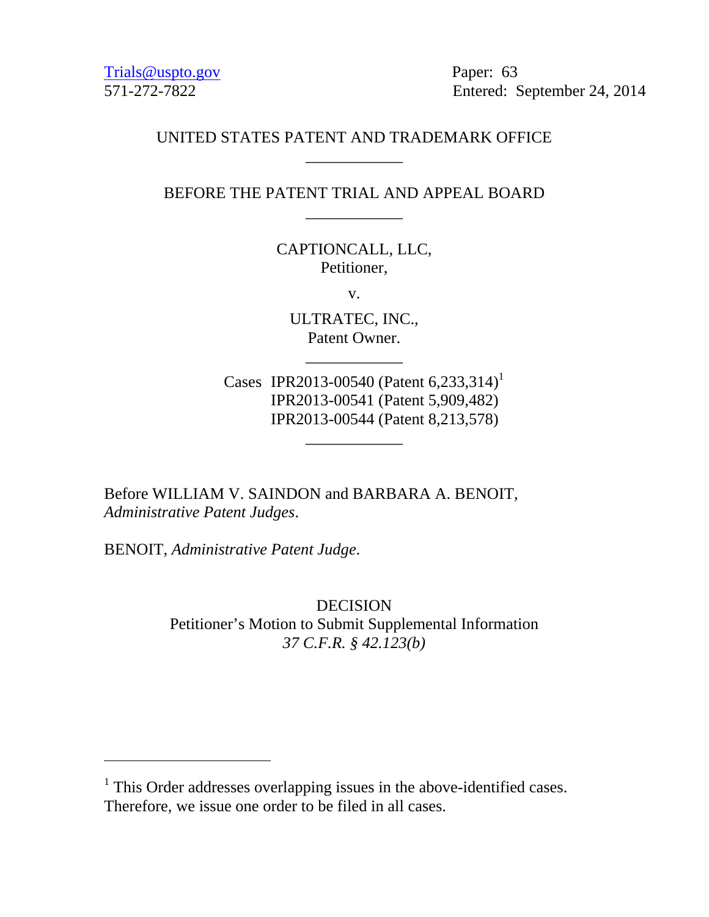Trials@uspto.gov
571-272-7822

Paper: 63
Entered: September 24, 2014

UNITED STATES PATENT AND TRADEMARK OFFICE

---

BEFORE THE PATENT TRIAL AND APPEAL BOARD

---

CAPTIONCALL, LLC,
Petitioner,

v.

ULTRATEC, INC.,
Patent Owner.

---

Cases IPR2013-00540 (Patent 6,233,314)[1]
IPR2013-00541 (Patent 5,909,482)
IPR2013-00544 (Patent 8,213,578)

---

Before WILLIAM V. SAINDON and BARBARA A. BENOIT, *Administrative Patent Judges*.

BENOIT, *Administrative Patent Judge*.

DECISION
Petitioner's Motion to Submit Supplemental Information
*37 C.F.R. § 42.123(b)*

---

[1] This Order addresses overlapping issues in the above-identified cases. Therefore, we issue one order to be filed in all cases.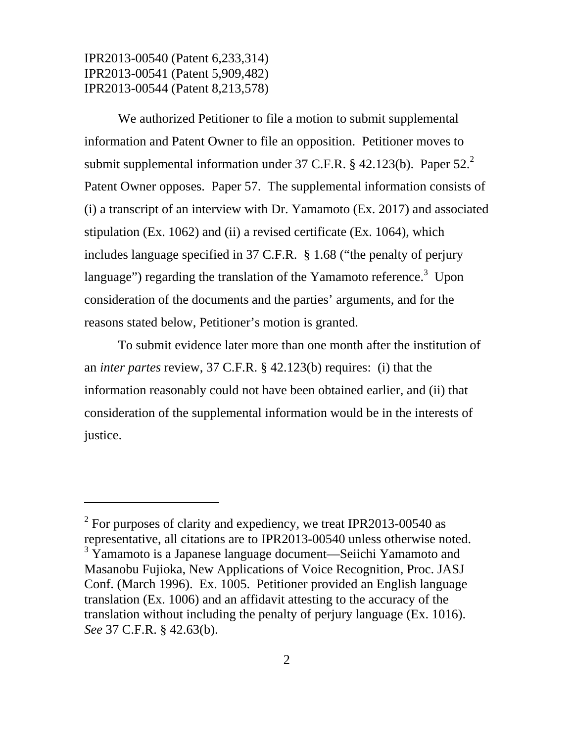IPR2013-00540 (Patent 6,233,314)
IPR2013-00541 (Patent 5,909,482)
IPR2013-00544 (Patent 8,213,578)

We authorized Petitioner to file a motion to submit supplemental information and Patent Owner to file an opposition. Petitioner moves to submit supplemental information under 37 C.F.R. § 42.123(b). Paper 52.[2] Patent Owner opposes. Paper 57. The supplemental information consists of (i) a transcript of an interview with Dr. Yamamoto (Ex. 2017) and associated stipulation (Ex. 1062) and (ii) a revised certificate (Ex. 1064), which includes language specified in 37 C.F.R. § 1.68 ("the penalty of perjury language") regarding the translation of the Yamamoto reference.[3] Upon consideration of the documents and the parties' arguments, and for the reasons stated below, Petitioner's motion is granted.

To submit evidence later more than one month after the institution of an *inter partes* review, 37 C.F.R. § 42.123(b) requires: (i) that the information reasonably could not have been obtained earlier, and (ii) that consideration of the supplemental information would be in the interests of justice.

---

[2] For purposes of clarity and expediency, we treat IPR2013-00540 as representative, all citations are to IPR2013-00540 unless otherwise noted.

[3] Yamamoto is a Japanese language document—Seiichi Yamamoto and Masanobu Fujioka, New Applications of Voice Recognition, Proc. JASJ Conf. (March 1996). Ex. 1005. Petitioner provided an English language translation (Ex. 1006) and an affidavit attesting to the accuracy of the translation without including the penalty of perjury language (Ex. 1016). *See* 37 C.F.R. § 42.63(b).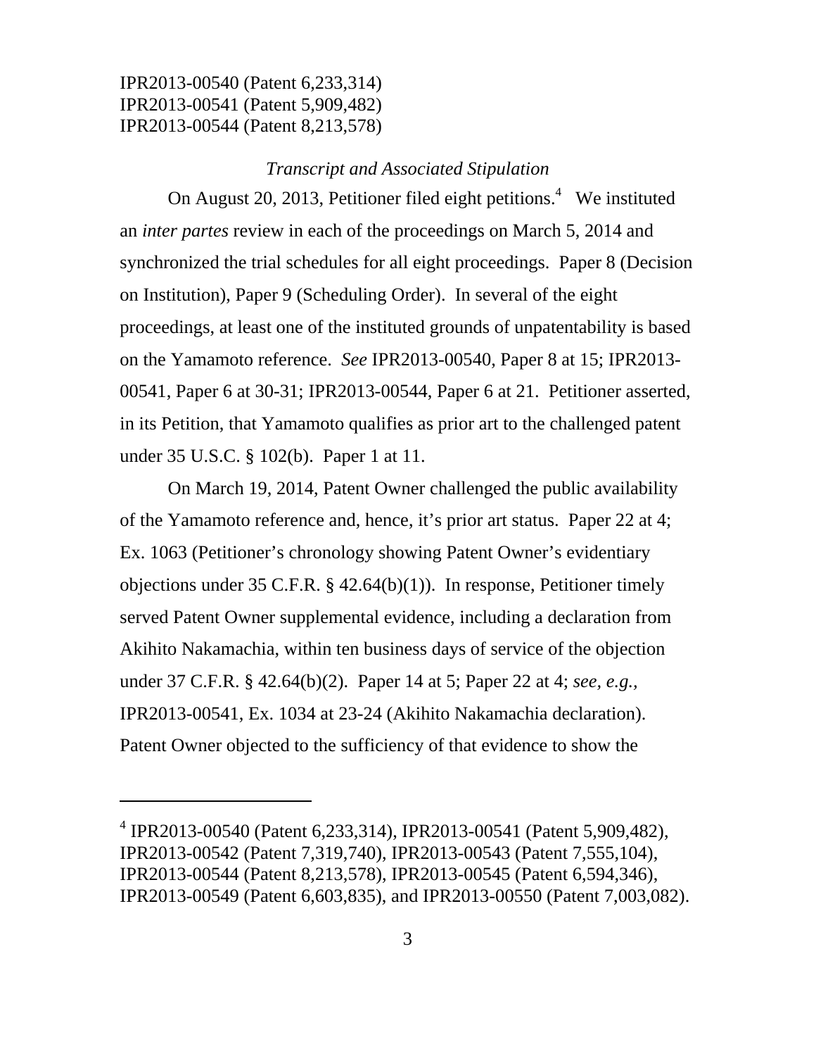IPR2013-00540 (Patent 6,233,314)
IPR2013-00541 (Patent 5,909,482)
IPR2013-00544 (Patent 8,213,578)

### *Transcript and Associated Stipulation*

On August 20, 2013, Petitioner filed eight petitions.[4] We instituted an *inter partes* review in each of the proceedings on March 5, 2014 and synchronized the trial schedules for all eight proceedings. Paper 8 (Decision on Institution), Paper 9 (Scheduling Order). In several of the eight proceedings, at least one of the instituted grounds of unpatentability is based on the Yamamoto reference. *See* IPR2013-00540, Paper 8 at 15; IPR2013-00541, Paper 6 at 30-31; IPR2013-00544, Paper 6 at 21. Petitioner asserted, in its Petition, that Yamamoto qualifies as prior art to the challenged patent under 35 U.S.C. § 102(b). Paper 1 at 11.

On March 19, 2014, Patent Owner challenged the public availability of the Yamamoto reference and, hence, it's prior art status. Paper 22 at 4; Ex. 1063 (Petitioner's chronology showing Patent Owner's evidentiary objections under 35 C.F.R. § 42.64(b)(1)). In response, Petitioner timely served Patent Owner supplemental evidence, including a declaration from Akihito Nakamachia, within ten business days of service of the objection under 37 C.F.R. § 42.64(b)(2). Paper 14 at 5; Paper 22 at 4; *see, e.g.,* IPR2013-00541, Ex. 1034 at 23-24 (Akihito Nakamachia declaration). Patent Owner objected to the sufficiency of that evidence to show the

---

[4] IPR2013-00540 (Patent 6,233,314), IPR2013-00541 (Patent 5,909,482), IPR2013-00542 (Patent 7,319,740), IPR2013-00543 (Patent 7,555,104), IPR2013-00544 (Patent 8,213,578), IPR2013-00545 (Patent 6,594,346), IPR2013-00549 (Patent 6,603,835), and IPR2013-00550 (Patent 7,003,082).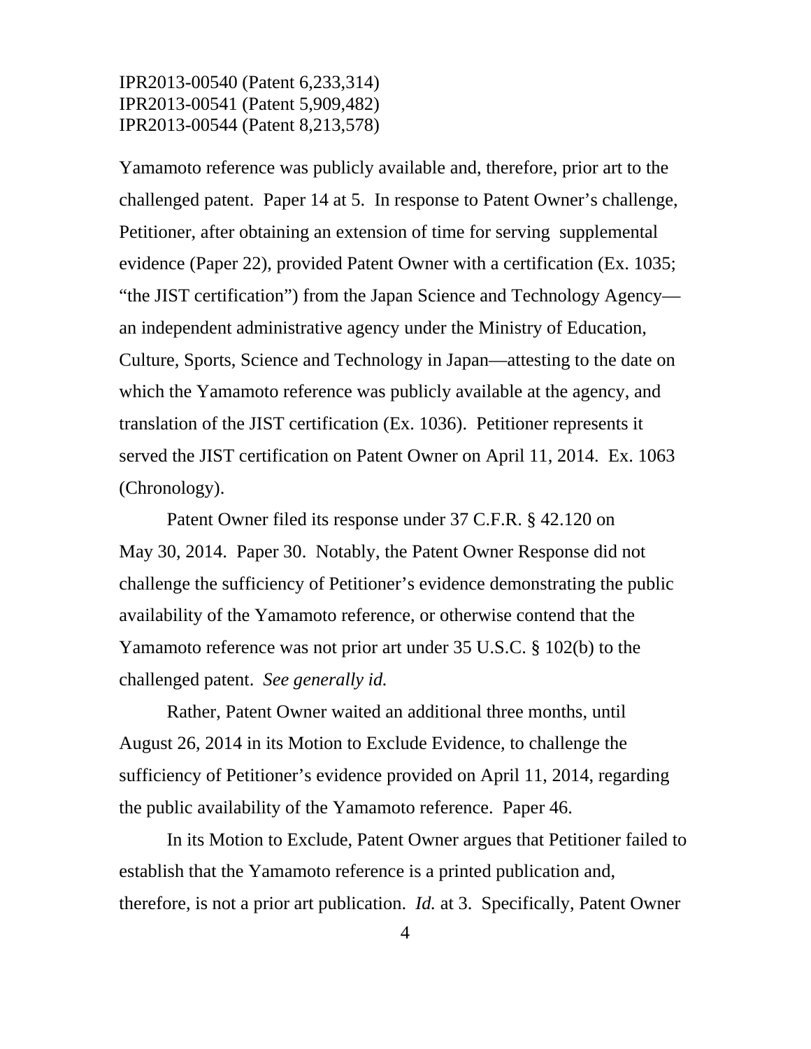Yamamoto reference was publicly available and, therefore, prior art to the challenged patent. Paper 14 at 5. In response to Patent Owner's challenge, Petitioner, after obtaining an extension of time for serving supplemental evidence (Paper 22), provided Patent Owner with a certification (Ex. 1035; "the JIST certification") from the Japan Science and Technology Agency—an independent administrative agency under the Ministry of Education, Culture, Sports, Science and Technology in Japan—attesting to the date on which the Yamamoto reference was publicly available at the agency, and translation of the JIST certification (Ex. 1036). Petitioner represents it served the JIST certification on Patent Owner on April 11, 2014. Ex. 1063 (Chronology).

Patent Owner filed its response under 37 C.F.R. § 42.120 on May 30, 2014. Paper 30. Notably, the Patent Owner Response did not challenge the sufficiency of Petitioner's evidence demonstrating the public availability of the Yamamoto reference, or otherwise contend that the Yamamoto reference was not prior art under 35 U.S.C. § 102(b) to the challenged patent. *See generally id.*

Rather, Patent Owner waited an additional three months, until August 26, 2014 in its Motion to Exclude Evidence, to challenge the sufficiency of Petitioner's evidence provided on April 11, 2014, regarding the public availability of the Yamamoto reference. Paper 46.

In its Motion to Exclude, Patent Owner argues that Petitioner failed to establish that the Yamamoto reference is a printed publication and, therefore, is not a prior art publication. *Id.* at 3. Specifically, Patent Owner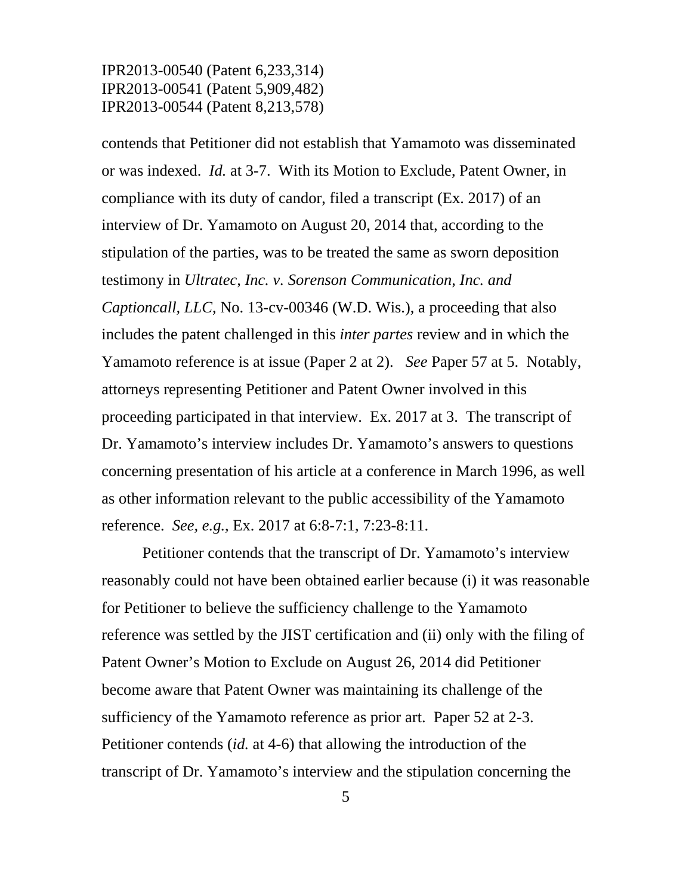contends that Petitioner did not establish that Yamamoto was disseminated or was indexed. *Id.* at 3-7. With its Motion to Exclude, Patent Owner, in compliance with its duty of candor, filed a transcript (Ex. 2017) of an interview of Dr. Yamamoto on August 20, 2014 that, according to the stipulation of the parties, was to be treated the same as sworn deposition testimony in *Ultratec, Inc. v. Sorenson Communication, Inc. and Captioncall, LLC*, No. 13-cv-00346 (W.D. Wis.), a proceeding that also includes the patent challenged in this *inter partes* review and in which the Yamamoto reference is at issue (Paper 2 at 2). *See* Paper 57 at 5. Notably, attorneys representing Petitioner and Patent Owner involved in this proceeding participated in that interview. Ex. 2017 at 3. The transcript of Dr. Yamamoto's interview includes Dr. Yamamoto's answers to questions concerning presentation of his article at a conference in March 1996, as well as other information relevant to the public accessibility of the Yamamoto reference. *See, e.g.*, Ex. 2017 at 6:8-7:1, 7:23-8:11.

Petitioner contends that the transcript of Dr. Yamamoto's interview reasonably could not have been obtained earlier because (i) it was reasonable for Petitioner to believe the sufficiency challenge to the Yamamoto reference was settled by the JIST certification and (ii) only with the filing of Patent Owner's Motion to Exclude on August 26, 2014 did Petitioner become aware that Patent Owner was maintaining its challenge of the sufficiency of the Yamamoto reference as prior art. Paper 52 at 2-3. Petitioner contends (*id.* at 4-6) that allowing the introduction of the transcript of Dr. Yamamoto's interview and the stipulation concerning the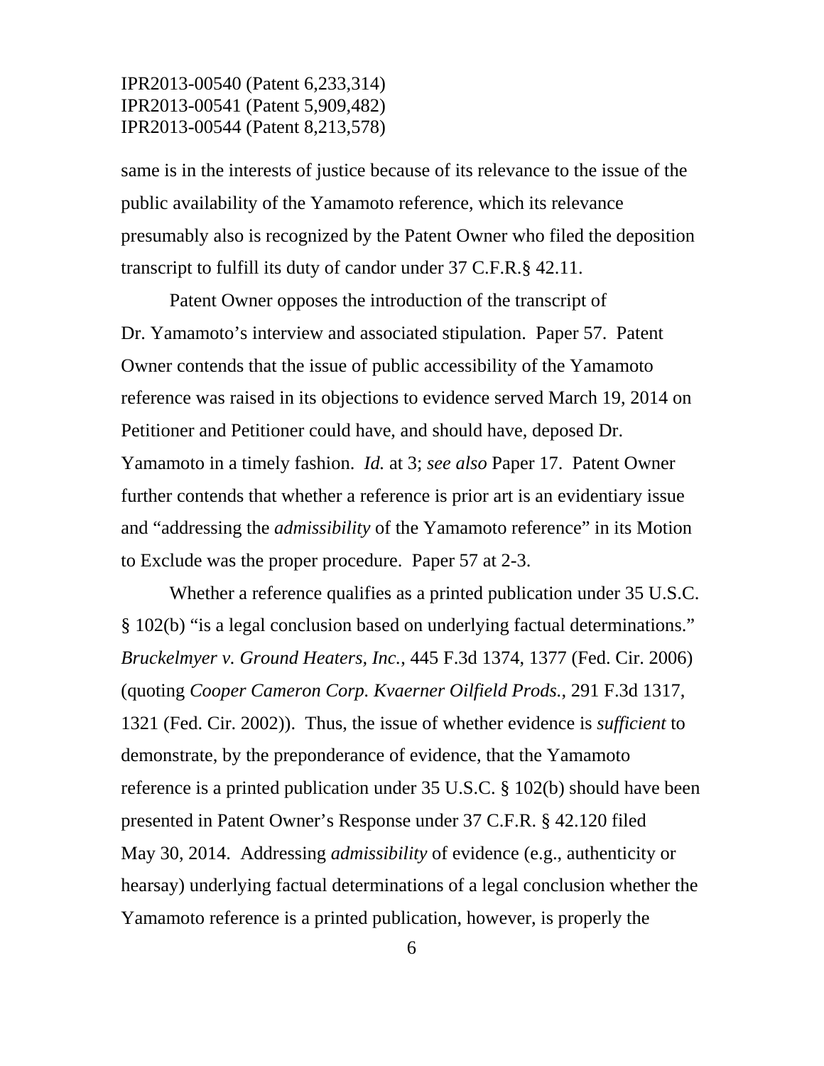same is in the interests of justice because of its relevance to the issue of the public availability of the Yamamoto reference, which its relevance presumably also is recognized by the Patent Owner who filed the deposition transcript to fulfill its duty of candor under 37 C.F.R.§ 42.11.

Patent Owner opposes the introduction of the transcript of Dr. Yamamoto's interview and associated stipulation. Paper 57. Patent Owner contends that the issue of public accessibility of the Yamamoto reference was raised in its objections to evidence served March 19, 2014 on Petitioner and Petitioner could have, and should have, deposed Dr. Yamamoto in a timely fashion. *Id.* at 3; *see also* Paper 17. Patent Owner further contends that whether a reference is prior art is an evidentiary issue and "addressing the *admissibility* of the Yamamoto reference" in its Motion to Exclude was the proper procedure. Paper 57 at 2-3.

Whether a reference qualifies as a printed publication under 35 U.S.C. § 102(b) "is a legal conclusion based on underlying factual determinations." *Bruckelmyer v. Ground Heaters, Inc.*, 445 F.3d 1374, 1377 (Fed. Cir. 2006) (quoting *Cooper Cameron Corp. Kvaerner Oilfield Prods.*, 291 F.3d 1317, 1321 (Fed. Cir. 2002)). Thus, the issue of whether evidence is *sufficient* to demonstrate, by the preponderance of evidence, that the Yamamoto reference is a printed publication under 35 U.S.C. § 102(b) should have been presented in Patent Owner's Response under 37 C.F.R. § 42.120 filed May 30, 2014. Addressing *admissibility* of evidence (e.g., authenticity or hearsay) underlying factual determinations of a legal conclusion whether the Yamamoto reference is a printed publication, however, is properly the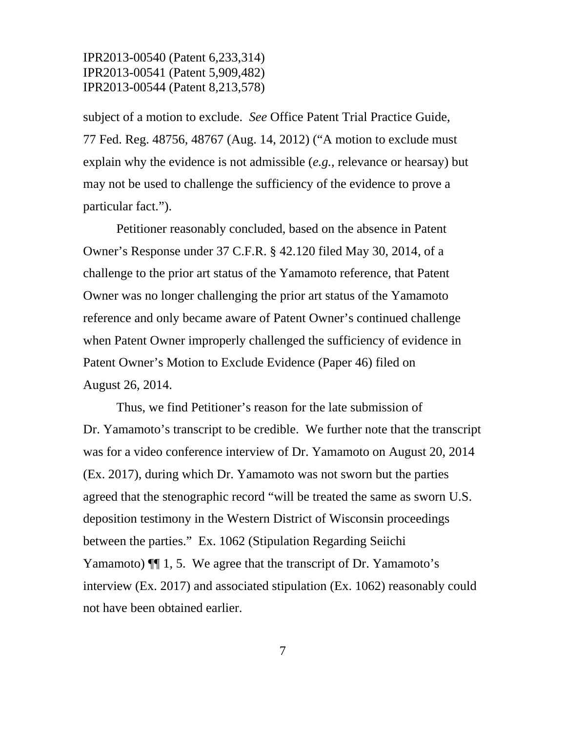subject of a motion to exclude. *See* Office Patent Trial Practice Guide, 77 Fed. Reg. 48756, 48767 (Aug. 14, 2012) ("A motion to exclude must explain why the evidence is not admissible (*e.g.*, relevance or hearsay) but may not be used to challenge the sufficiency of the evidence to prove a particular fact.").

Petitioner reasonably concluded, based on the absence in Patent Owner's Response under 37 C.F.R. § 42.120 filed May 30, 2014, of a challenge to the prior art status of the Yamamoto reference, that Patent Owner was no longer challenging the prior art status of the Yamamoto reference and only became aware of Patent Owner's continued challenge when Patent Owner improperly challenged the sufficiency of evidence in Patent Owner's Motion to Exclude Evidence (Paper 46) filed on August 26, 2014.

Thus, we find Petitioner's reason for the late submission of Dr. Yamamoto's transcript to be credible. We further note that the transcript was for a video conference interview of Dr. Yamamoto on August 20, 2014 (Ex. 2017), during which Dr. Yamamoto was not sworn but the parties agreed that the stenographic record "will be treated the same as sworn U.S. deposition testimony in the Western District of Wisconsin proceedings between the parties." Ex. 1062 (Stipulation Regarding Seiichi Yamamoto) ¶¶ 1, 5. We agree that the transcript of Dr. Yamamoto's interview (Ex. 2017) and associated stipulation (Ex. 1062) reasonably could not have been obtained earlier.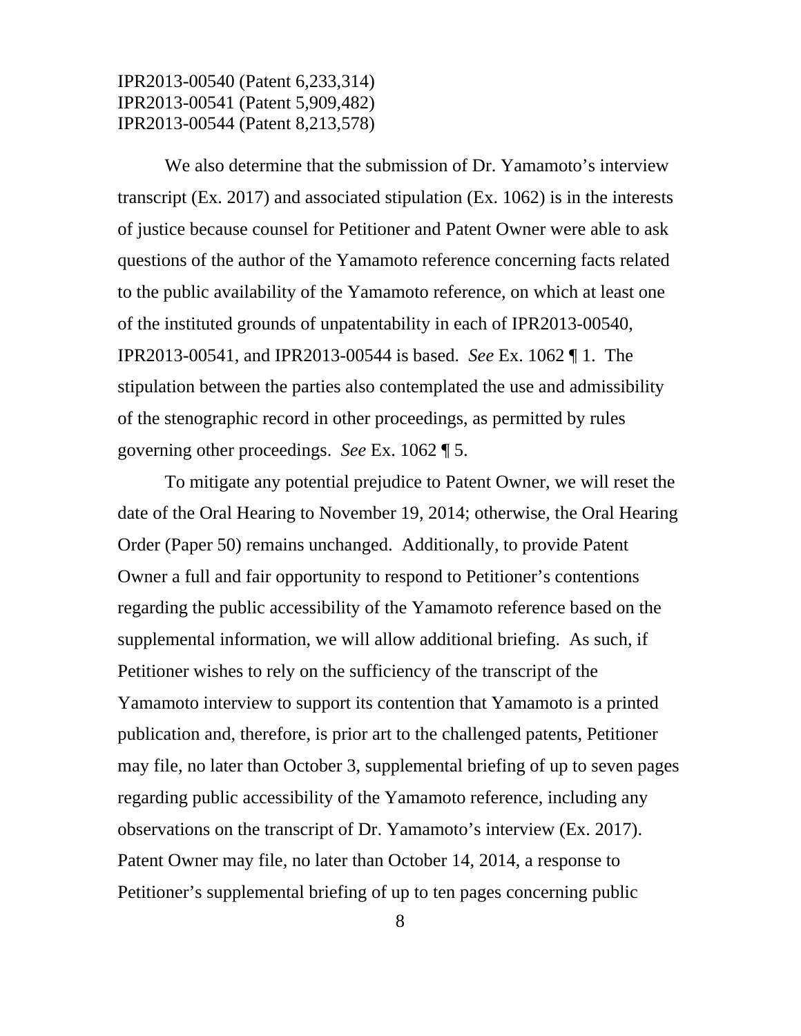We also determine that the submission of Dr. Yamamoto's interview transcript (Ex. 2017) and associated stipulation (Ex. 1062) is in the interests of justice because counsel for Petitioner and Patent Owner were able to ask questions of the author of the Yamamoto reference concerning facts related to the public availability of the Yamamoto reference, on which at least one of the instituted grounds of unpatentability in each of IPR2013-00540, IPR2013-00541, and IPR2013-00544 is based. *See* Ex. 1062 ¶ 1. The stipulation between the parties also contemplated the use and admissibility of the stenographic record in other proceedings, as permitted by rules governing other proceedings. *See* Ex. 1062 ¶ 5.

To mitigate any potential prejudice to Patent Owner, we will reset the date of the Oral Hearing to November 19, 2014; otherwise, the Oral Hearing Order (Paper 50) remains unchanged. Additionally, to provide Patent Owner a full and fair opportunity to respond to Petitioner's contentions regarding the public accessibility of the Yamamoto reference based on the supplemental information, we will allow additional briefing. As such, if Petitioner wishes to rely on the sufficiency of the transcript of the Yamamoto interview to support its contention that Yamamoto is a printed publication and, therefore, is prior art to the challenged patents, Petitioner may file, no later than October 3, supplemental briefing of up to seven pages regarding public accessibility of the Yamamoto reference, including any observations on the transcript of Dr. Yamamoto's interview (Ex. 2017). Patent Owner may file, no later than October 14, 2014, a response to Petitioner's supplemental briefing of up to ten pages concerning public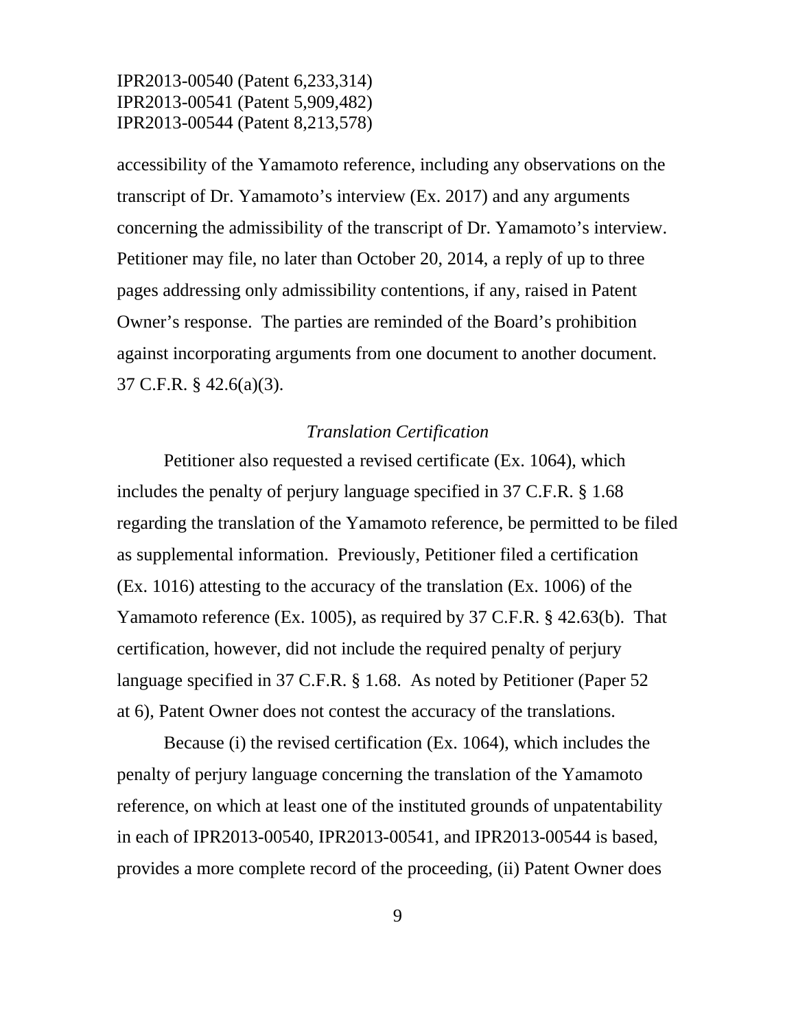accessibility of the Yamamoto reference, including any observations on the transcript of Dr. Yamamoto's interview (Ex. 2017) and any arguments concerning the admissibility of the transcript of Dr. Yamamoto's interview. Petitioner may file, no later than October 20, 2014, a reply of up to three pages addressing only admissibility contentions, if any, raised in Patent Owner's response. The parties are reminded of the Board's prohibition against incorporating arguments from one document to another document. 37 C.F.R. § 42.6(a)(3).

*Translation Certification*

Petitioner also requested a revised certificate (Ex. 1064), which includes the penalty of perjury language specified in 37 C.F.R. § 1.68 regarding the translation of the Yamamoto reference, be permitted to be filed as supplemental information. Previously, Petitioner filed a certification (Ex. 1016) attesting to the accuracy of the translation (Ex. 1006) of the Yamamoto reference (Ex. 1005), as required by 37 C.F.R. § 42.63(b). That certification, however, did not include the required penalty of perjury language specified in 37 C.F.R. § 1.68. As noted by Petitioner (Paper 52 at 6), Patent Owner does not contest the accuracy of the translations.

Because (i) the revised certification (Ex. 1064), which includes the penalty of perjury language concerning the translation of the Yamamoto reference, on which at least one of the instituted grounds of unpatentability in each of IPR2013-00540, IPR2013-00541, and IPR2013-00544 is based, provides a more complete record of the proceeding, (ii) Patent Owner does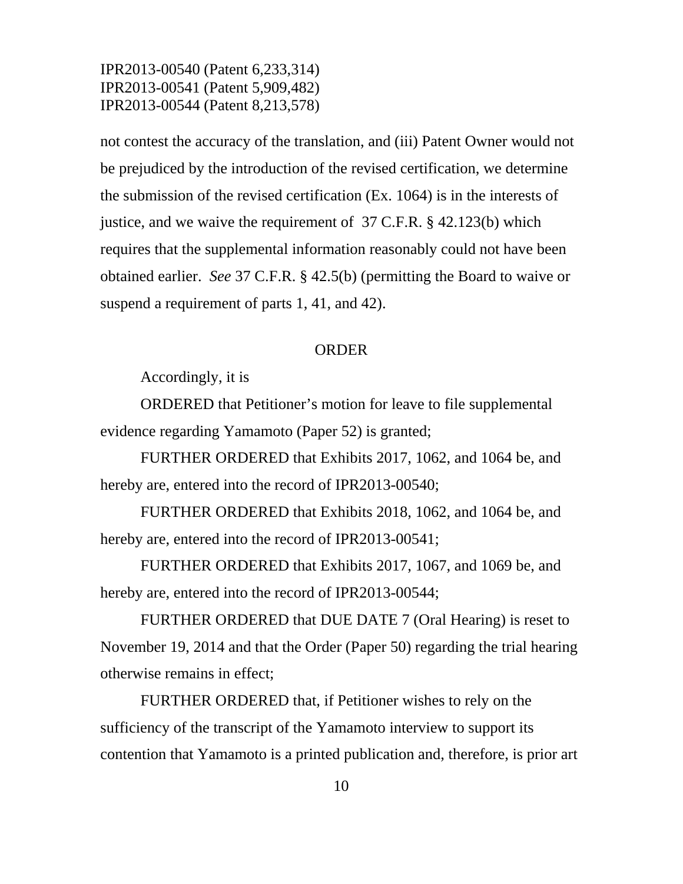not contest the accuracy of the translation, and (iii) Patent Owner would not be prejudiced by the introduction of the revised certification, we determine the submission of the revised certification (Ex. 1064) is in the interests of justice, and we waive the requirement of 37 C.F.R. § 42.123(b) which requires that the supplemental information reasonably could not have been obtained earlier. *See* 37 C.F.R. § 42.5(b) (permitting the Board to waive or suspend a requirement of parts 1, 41, and 42).

ORDER

Accordingly, it is

ORDERED that Petitioner's motion for leave to file supplemental evidence regarding Yamamoto (Paper 52) is granted;

FURTHER ORDERED that Exhibits 2017, 1062, and 1064 be, and hereby are, entered into the record of IPR2013-00540;

FURTHER ORDERED that Exhibits 2018, 1062, and 1064 be, and hereby are, entered into the record of IPR2013-00541;

FURTHER ORDERED that Exhibits 2017, 1067, and 1069 be, and hereby are, entered into the record of IPR2013-00544;

FURTHER ORDERED that DUE DATE 7 (Oral Hearing) is reset to November 19, 2014 and that the Order (Paper 50) regarding the trial hearing otherwise remains in effect;

FURTHER ORDERED that, if Petitioner wishes to rely on the sufficiency of the transcript of the Yamamoto interview to support its contention that Yamamoto is a printed publication and, therefore, is prior art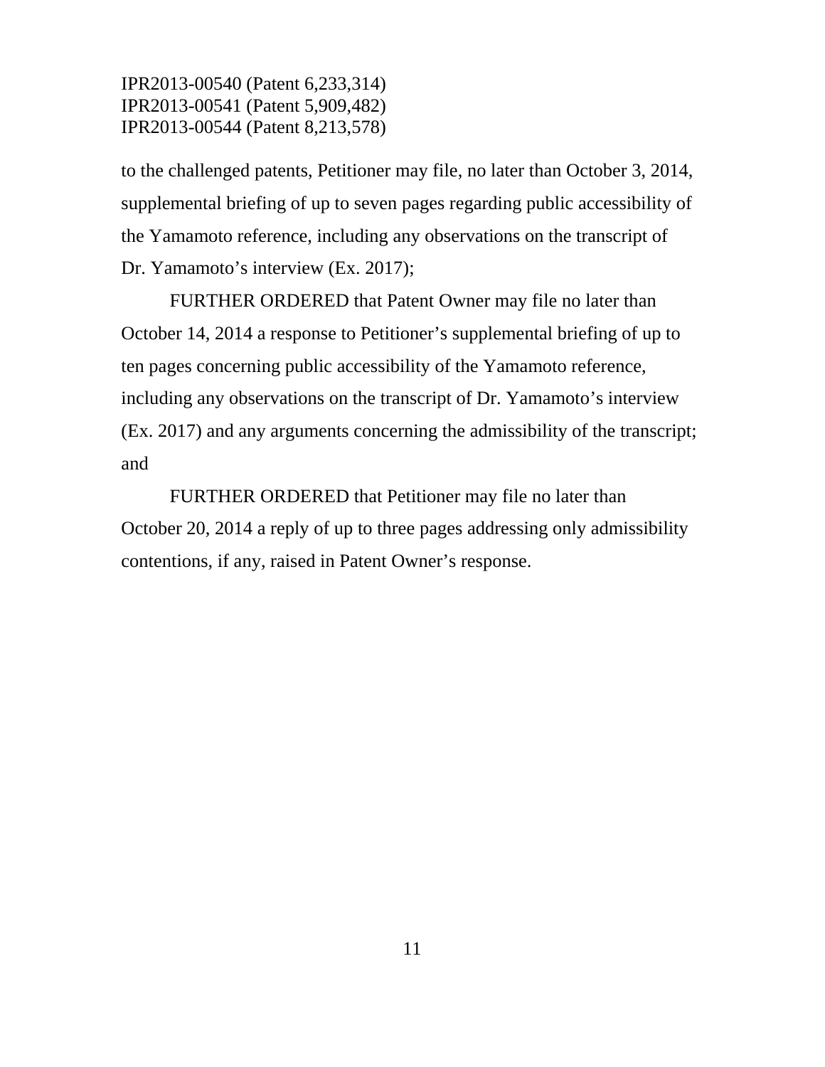to the challenged patents, Petitioner may file, no later than October 3, 2014, supplemental briefing of up to seven pages regarding public accessibility of the Yamamoto reference, including any observations on the transcript of Dr. Yamamoto's interview (Ex. 2017);

FURTHER ORDERED that Patent Owner may file no later than October 14, 2014 a response to Petitioner's supplemental briefing of up to ten pages concerning public accessibility of the Yamamoto reference, including any observations on the transcript of Dr. Yamamoto's interview (Ex. 2017) and any arguments concerning the admissibility of the transcript; and

FURTHER ORDERED that Petitioner may file no later than October 20, 2014 a reply of up to three pages addressing only admissibility contentions, if any, raised in Patent Owner's response.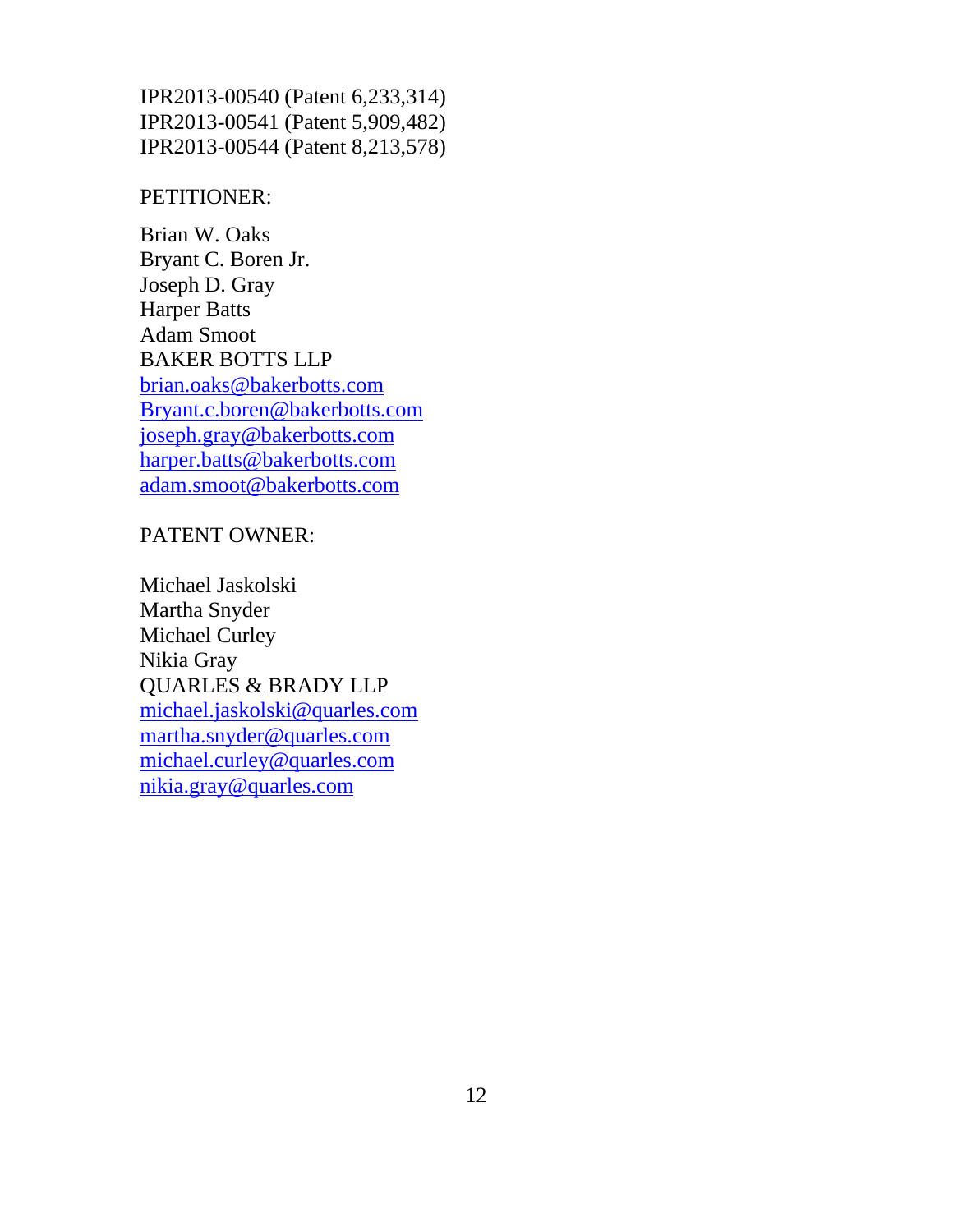IPR2013-00540 (Patent 6,233,314)
IPR2013-00541 (Patent 5,909,482)
IPR2013-00544 (Patent 8,213,578)

PETITIONER:

Brian W. Oaks
Bryant C. Boren Jr.
Joseph D. Gray
Harper Batts
Adam Smoot
BAKER BOTTS LLP
brian.oaks@bakerbotts.com
Bryant.c.boren@bakerbotts.com
joseph.gray@bakerbotts.com
harper.batts@bakerbotts.com
adam.smoot@bakerbotts.com

PATENT OWNER:

Michael Jaskolski
Martha Snyder
Michael Curley
Nikia Gray
QUARLES & BRADY LLP
michael.jaskolski@quarles.com
martha.snyder@quarles.com
michael.curley@quarles.com
nikia.gray@quarles.com